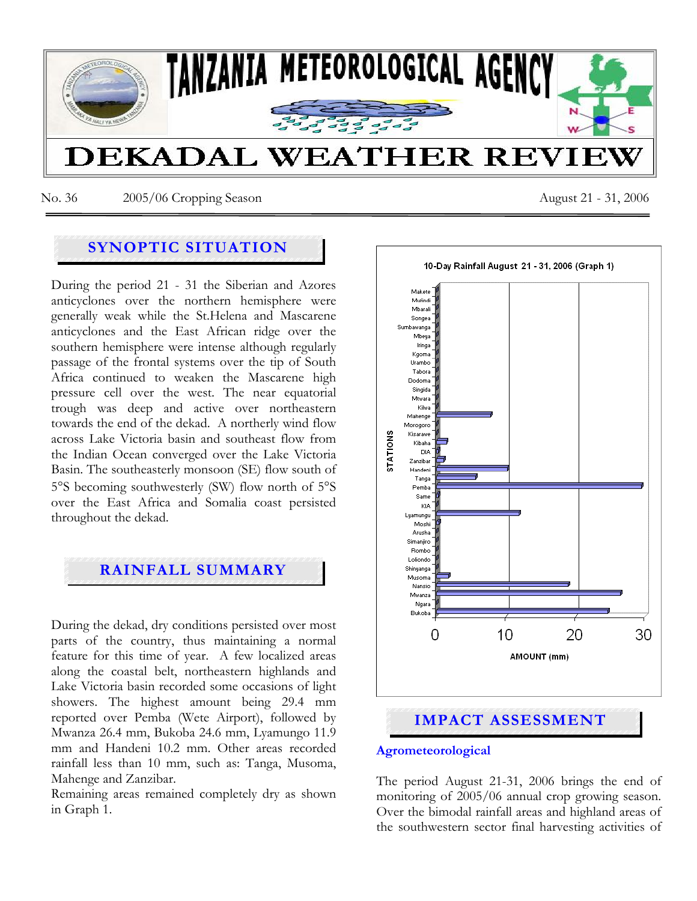# TANZANIA METEOROLOGICAL AGENCY

# DEKADAL WEATHER REVIEW

No. 36 2005/06 Cropping Season August 21 - 31, 2006

## SYNOPTIC SITUATION

During the period 21 - 31 the Siberian and Azores anticyclones over the northern hemisphere were generally weak while the St.Helena and Mascarene anticyclones and the East African ridge over the southern hemisphere were intense although regularly passage of the frontal systems over the tip of South Africa continued to weaken the Mascarene high pressure cell over the west. The near equatorial trough was deep and active over northeastern towards the end of the dekad. A northerly wind flow across Lake Victoria basin and southeast flow from the Indian Ocean converged over the Lake Victoria Basin. The southeasterly monsoon (SE) flow south of 5°S becoming southwesterly (SW) flow north of 5°S over the East Africa and Somalia coast persisted throughout the dekad.

## RAINFALL SUMMARY

During the dekad, dry conditions persisted over most parts of the country, thus maintaining a normal feature for this time of year. A few localized areas along the coastal belt, northeastern highlands and Lake Victoria basin recorded some occasions of light showers. The highest amount being 29.4 mm reported over Pemba (Wete Airport), followed by Mwanza 26.4 mm, Bukoba 24.6 mm, Lyamungo 11.9 mm and Handeni 10.2 mm. Other areas recorded rainfall less than 10 mm, such as: Tanga, Musoma, Mahenge and Zanzibar.

Remaining areas remained completely dry as shown in Graph 1.

**10-Day Rainfall August 21 - 31, 2006 (Graph 1)**

| STATIONS | AMOUNT (mm) |
|---|---|
| Makete | 0 |
| Mufindi | 0 |
| Mbarali | 0 |
| Songea | 0 |
| Sumbawanga | 0 |
| Mbeya | 0 |
| Iringa | 0 |
| Kigoma | 0 |
| Urambo | 0 |
| Tabora | 0 |
| Dodoma | 0 |
| Singida | 0 |
| Mtwara | 0 |
| Kilwa | 0 |
| Mahenge | ~8 |
| Morogoro | 0 |
| Kisarawe | 0 |
| Kibaha | ~1.5 |
| DIA | ~0.3 |
| Zanzibar | ~1.2 |
| Handeni | 10.2 |
| Tanga | ~5.8 |
| Pemba | 29.4 |
| Same | ~0.3 |
| KIA | 0 |
| Lyamungu | 11.9 |
| Moshi | ~0.3 |
| Arusha | 0 |
| Simanjiro | 0 |
| Rombo | 0 |
| Loliondo | 0 |
| Shinyanga | 0 |
| Musoma | ~1.8 |
| Nansio | ~19 |
| Mwanza | 26.4 |
| Ngara | 0 |
| Bukoba | 24.6 |

## IMPACT ASSESSMENT

### Agrometeorological

The period August 21-31, 2006 brings the end of monitoring of 2005/06 annual crop growing season. Over the bimodal rainfall areas and highland areas of the southwestern sector final harvesting activities of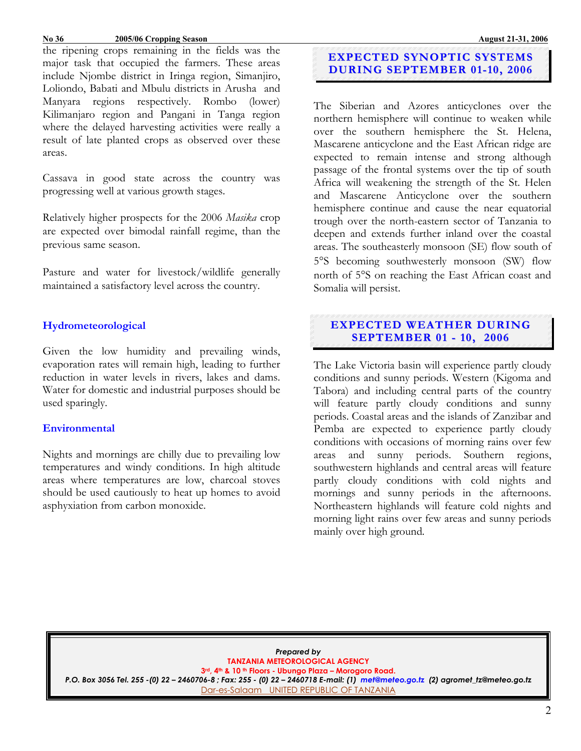the ripening crops remaining in the fields was the major task that occupied the farmers. These areas include Njombe district in Iringa region, Simanjiro, Loliondo, Babati and Mbulu districts in Arusha and Manyara regions respectively. Rombo (lower) Kilimanjaro region and Pangani in Tanga region where the delayed harvesting activities were really a result of late planted crops as observed over these areas.

Cassava in good state across the country was progressing well at various growth stages.

Relatively higher prospects for the 2006 *Masika* crop are expected over bimodal rainfall regime, than the previous same season.

Pasture and water for livestock/wildlife generally maintained a satisfactory level across the country.

### Hydrometeorological

Given the low humidity and prevailing winds, evaporation rates will remain high, leading to further reduction in water levels in rivers, lakes and dams. Water for domestic and industrial purposes should be used sparingly.

### Environmental

Nights and mornings are chilly due to prevailing low temperatures and windy conditions. In high altitude areas where temperatures are low, charcoal stoves should be used cautiously to heat up homes to avoid asphyxiation from carbon monoxide.

## EXPECTED SYNOPTIC SYSTEMS DURING SEPTEMBER 01-10, 2006

The Siberian and Azores anticyclones over the northern hemisphere will continue to weaken while over the southern hemisphere the St. Helena, Mascarene anticyclone and the East African ridge are expected to remain intense and strong although passage of the frontal systems over the tip of south Africa will weakening the strength of the St. Helen and Mascarene Anticyclone over the southern hemisphere continue and cause the near equatorial trough over the north-eastern sector of Tanzania to deepen and extends further inland over the coastal areas. The southeasterly monsoon (SE) flow south of 5°S becoming southwesterly monsoon (SW) flow north of 5°S on reaching the East African coast and Somalia will persist.

## EXPECTED WEATHER DURING SEPTEMBER 01 - 10, 2006

The Lake Victoria basin will experience partly cloudy conditions and sunny periods. Western (Kigoma and Tabora) and including central parts of the country will feature partly cloudy conditions and sunny periods. Coastal areas and the islands of Zanzibar and Pemba are expected to experience partly cloudy conditions with occasions of morning rains over few areas and sunny periods. Southern regions, southwestern highlands and central areas will feature partly cloudy conditions with cold nights and mornings and sunny periods in the afternoons. Northeastern highlands will feature cold nights and morning light rains over few areas and sunny periods mainly over high ground.

*Prepared by*
**TANZANIA METEOROLOGICAL AGENCY**
**3rd, 4th & 10th Floors - Ubungo Plaza – Morogoro Road.**
*P.O. Box 3056 Tel. 255 -(0) 22 – 2460706-8 ; Fax: 255 - (0) 22 – 2460718 E-mail: (1) met@meteo.go.tz (2) agromet_tz@meteo.go.tz*
Dar-es-Salaam UNITED REPUBLIC OF TANZANIA